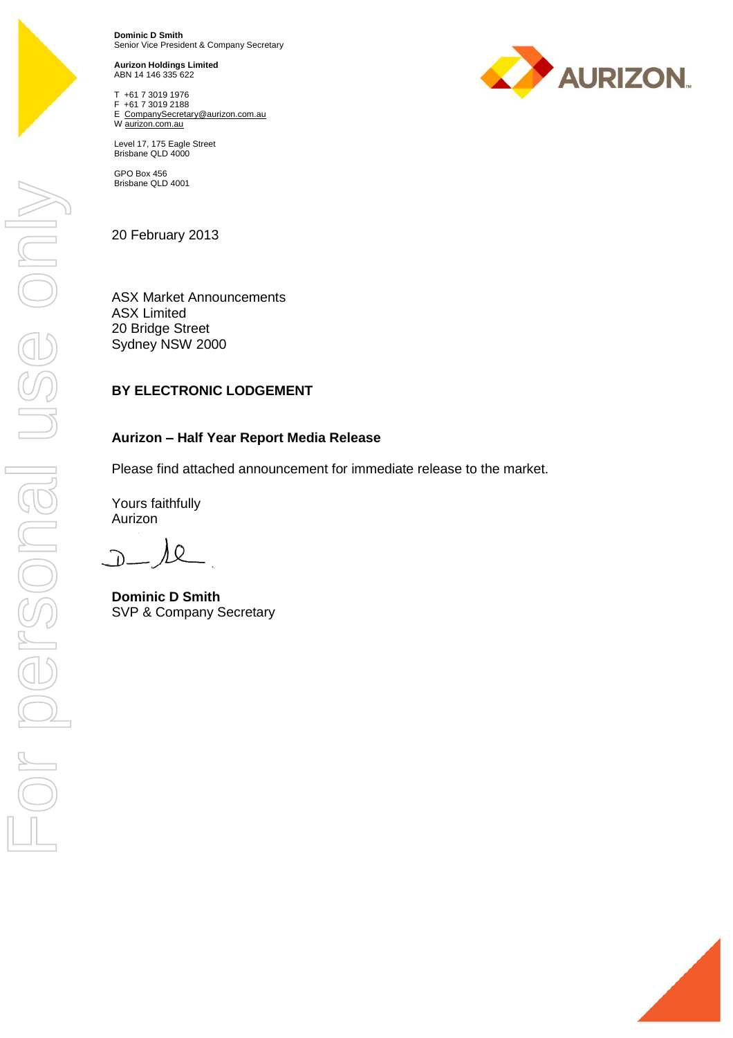**Dominic D Smith**
Senior Vice President & Company Secretary

**Aurizon Holdings Limited**
ABN 14 146 335 622

T +61 7 3019 1976
F +61 7 3019 2188
E CompanySecretary@aurizon.com.au
W aurizon.com.au

Level 17, 175 Eagle Street
Brisbane QLD 4000

GPO Box 456
Brisbane QLD 4001

AURIZON

20 February 2013

ASX Market Announcements
ASX Limited
20 Bridge Street
Sydney NSW 2000

**BY ELECTRONIC LODGEMENT**

**Aurizon – Half Year Report Media Release**

Please find attached announcement for immediate release to the market.

Yours faithfully
Aurizon

**Dominic D Smith**
SVP & Company Secretary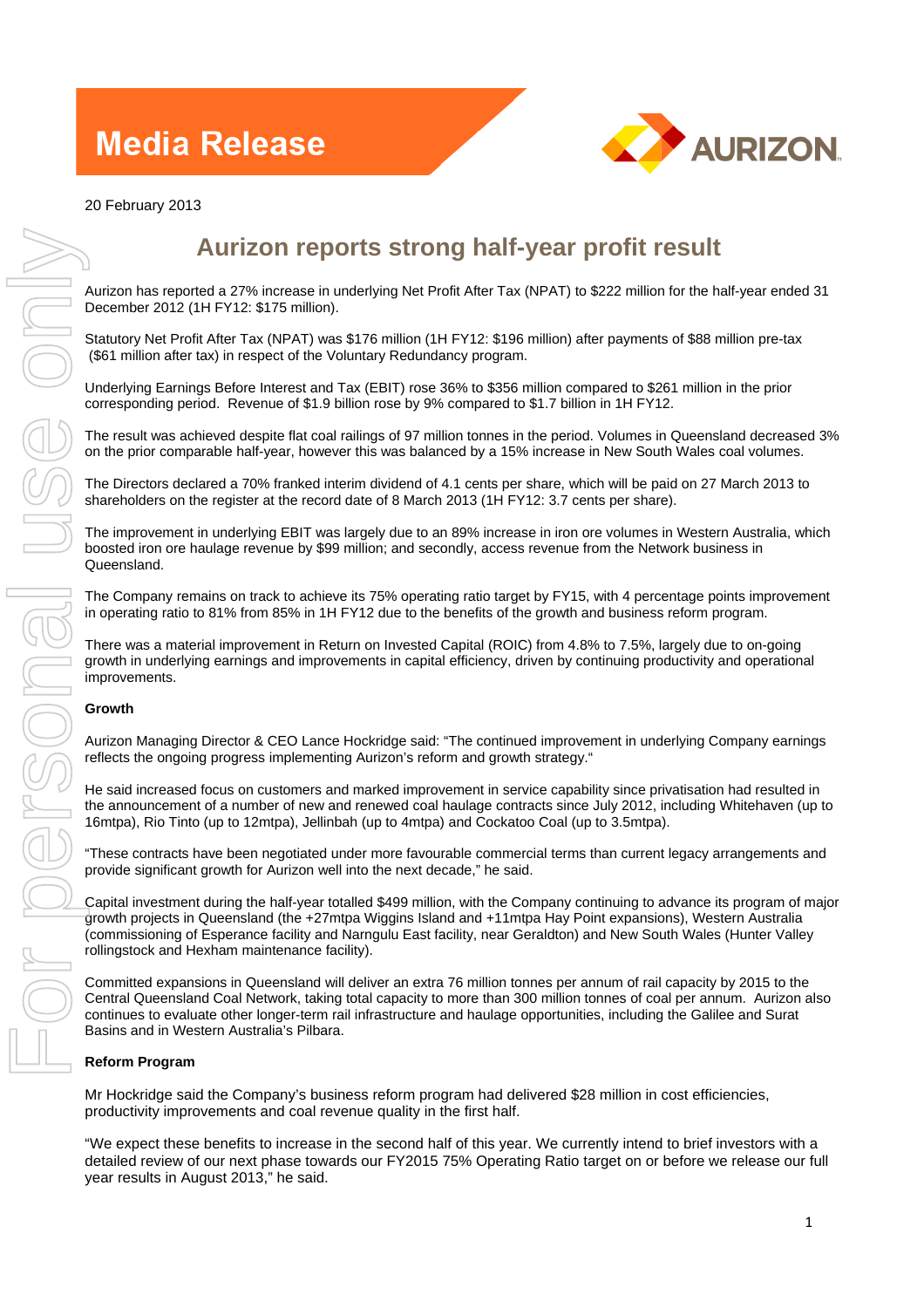# Media Release

20 February 2013

## Aurizon reports strong half-year profit result

Aurizon has reported a 27% increase in underlying Net Profit After Tax (NPAT) to $222 million for the half-year ended 31 December 2012 (1H FY12: $175 million).

Statutory Net Profit After Tax (NPAT) was $176 million (1H FY12: $196 million) after payments of $88 million pre-tax ($61 million after tax) in respect of the Voluntary Redundancy program.

Underlying Earnings Before Interest and Tax (EBIT) rose 36% to $356 million compared to $261 million in the prior corresponding period. Revenue of $1.9 billion rose by 9% compared to $1.7 billion in 1H FY12.

The result was achieved despite flat coal railings of 97 million tonnes in the period. Volumes in Queensland decreased 3% on the prior comparable half-year, however this was balanced by a 15% increase in New South Wales coal volumes.

The Directors declared a 70% franked interim dividend of 4.1 cents per share, which will be paid on 27 March 2013 to shareholders on the register at the record date of 8 March 2013 (1H FY12: 3.7 cents per share).

The improvement in underlying EBIT was largely due to an 89% increase in iron ore volumes in Western Australia, which boosted iron ore haulage revenue by $99 million; and secondly, access revenue from the Network business in Queensland.

The Company remains on track to achieve its 75% operating ratio target by FY15, with 4 percentage points improvement in operating ratio to 81% from 85% in 1H FY12 due to the benefits of the growth and business reform program.

There was a material improvement in Return on Invested Capital (ROIC) from 4.8% to 7.5%, largely due to on-going growth in underlying earnings and improvements in capital efficiency, driven by continuing productivity and operational improvements.

**Growth**

Aurizon Managing Director & CEO Lance Hockridge said: "The continued improvement in underlying Company earnings reflects the ongoing progress implementing Aurizon's reform and growth strategy."

He said increased focus on customers and marked improvement in service capability since privatisation had resulted in the announcement of a number of new and renewed coal haulage contracts since July 2012, including Whitehaven (up to 16mtpa), Rio Tinto (up to 12mtpa), Jellinbah (up to 4mtpa) and Cockatoo Coal (up to 3.5mtpa).

"These contracts have been negotiated under more favourable commercial terms than current legacy arrangements and provide significant growth for Aurizon well into the next decade," he said.

Capital investment during the half-year totalled $499 million, with the Company continuing to advance its program of major growth projects in Queensland (the +27mtpa Wiggins Island and +11mtpa Hay Point expansions), Western Australia (commissioning of Esperance facility and Narngulu East facility, near Geraldton) and New South Wales (Hunter Valley rollingstock and Hexham maintenance facility).

Committed expansions in Queensland will deliver an extra 76 million tonnes per annum of rail capacity by 2015 to the Central Queensland Coal Network, taking total capacity to more than 300 million tonnes of coal per annum. Aurizon also continues to evaluate other longer-term rail infrastructure and haulage opportunities, including the Galilee and Surat Basins and in Western Australia's Pilbara.

**Reform Program**

Mr Hockridge said the Company's business reform program had delivered $28 million in cost efficiencies, productivity improvements and coal revenue quality in the first half.

"We expect these benefits to increase in the second half of this year. We currently intend to brief investors with a detailed review of our next phase towards our FY2015 75% Operating Ratio target on or before we release our full year results in August 2013," he said.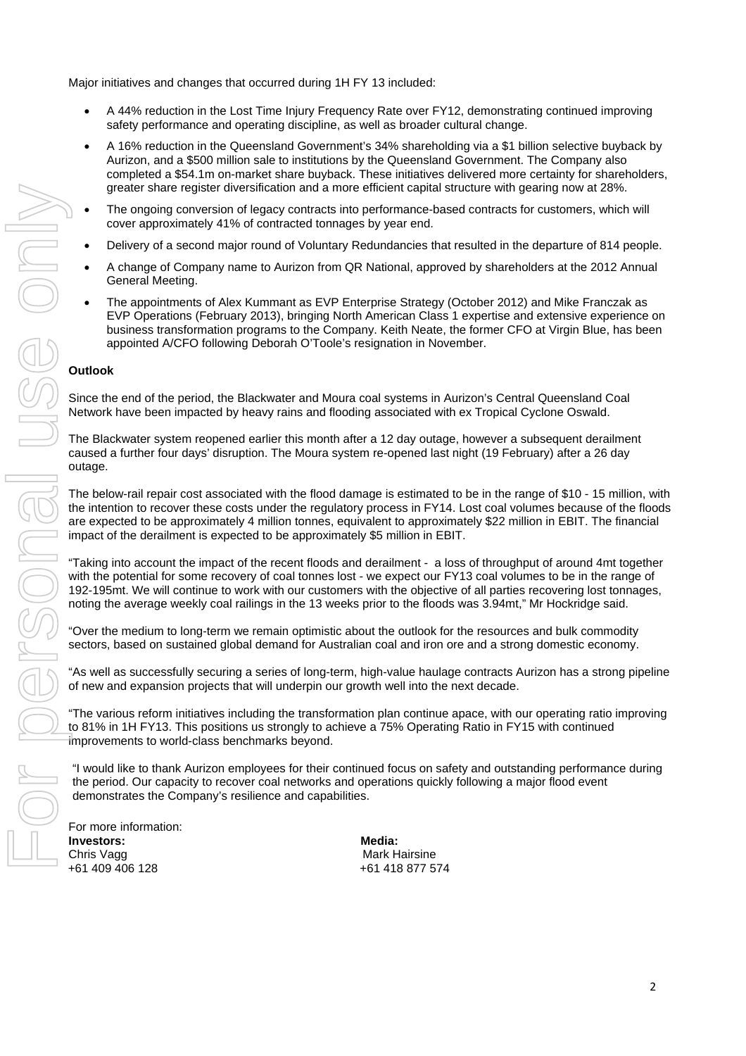Major initiatives and changes that occurred during 1H FY 13 included:

- A 44% reduction in the Lost Time Injury Frequency Rate over FY12, demonstrating continued improving safety performance and operating discipline, as well as broader cultural change.
- A 16% reduction in the Queensland Government's 34% shareholding via a $1 billion selective buyback by Aurizon, and a $500 million sale to institutions by the Queensland Government. The Company also completed a $54.1m on-market share buyback. These initiatives delivered more certainty for shareholders, greater share register diversification and a more efficient capital structure with gearing now at 28%.
- The ongoing conversion of legacy contracts into performance-based contracts for customers, which will cover approximately 41% of contracted tonnages by year end.
- Delivery of a second major round of Voluntary Redundancies that resulted in the departure of 814 people.
- A change of Company name to Aurizon from QR National, approved by shareholders at the 2012 Annual General Meeting.
- The appointments of Alex Kummant as EVP Enterprise Strategy (October 2012) and Mike Franczak as EVP Operations (February 2013), bringing North American Class 1 expertise and extensive experience on business transformation programs to the Company. Keith Neate, the former CFO at Virgin Blue, has been appointed A/CFO following Deborah O'Toole's resignation in November.

**Outlook**

Since the end of the period, the Blackwater and Moura coal systems in Aurizon's Central Queensland Coal Network have been impacted by heavy rains and flooding associated with ex Tropical Cyclone Oswald.

The Blackwater system reopened earlier this month after a 12 day outage, however a subsequent derailment caused a further four days' disruption. The Moura system re-opened last night (19 February) after a 26 day outage.

The below-rail repair cost associated with the flood damage is estimated to be in the range of $10 - 15 million, with the intention to recover these costs under the regulatory process in FY14. Lost coal volumes because of the floods are expected to be approximately 4 million tonnes, equivalent to approximately $22 million in EBIT. The financial impact of the derailment is expected to be approximately $5 million in EBIT.

"Taking into account the impact of the recent floods and derailment - a loss of throughput of around 4mt together with the potential for some recovery of coal tonnes lost - we expect our FY13 coal volumes to be in the range of 192-195mt. We will continue to work with our customers with the objective of all parties recovering lost tonnages, noting the average weekly coal railings in the 13 weeks prior to the floods was 3.94mt," Mr Hockridge said.

"Over the medium to long-term we remain optimistic about the outlook for the resources and bulk commodity sectors, based on sustained global demand for Australian coal and iron ore and a strong domestic economy.

"As well as successfully securing a series of long-term, high-value haulage contracts Aurizon has a strong pipeline of new and expansion projects that will underpin our growth well into the next decade.

"The various reform initiatives including the transformation plan continue apace, with our operating ratio improving to 81% in 1H FY13. This positions us strongly to achieve a 75% Operating Ratio in FY15 with continued improvements to world-class benchmarks beyond.

"I would like to thank Aurizon employees for their continued focus on safety and outstanding performance during the period. Our capacity to recover coal networks and operations quickly following a major flood event demonstrates the Company's resilience and capabilities.

For more information:

**Investors:**
Chris Vagg
+61 409 406 128

**Media:**
Mark Hairsine
+61 418 877 574